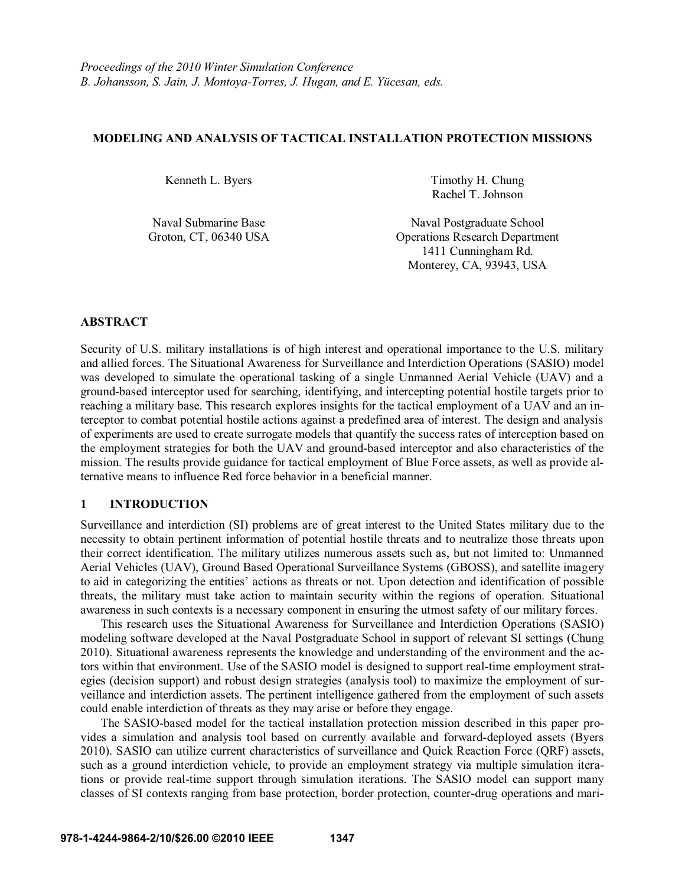*Proceedings of the 2010 Winter Simulation Conference*
*B. Johansson, S. Jain, J. Montoya-Torres, J. Hugan, and E. Yücesan, eds.*

# MODELING AND ANALYSIS OF TACTICAL INSTALLATION PROTECTION MISSIONS

Kenneth L. Byers

Naval Submarine Base
Groton, CT, 06340 USA

Timothy H. Chung
Rachel T. Johnson

Naval Postgraduate School
Operations Research Department
1411 Cunningham Rd.
Monterey, CA, 93943, USA

## ABSTRACT

Security of U.S. military installations is of high interest and operational importance to the U.S. military and allied forces. The Situational Awareness for Surveillance and Interdiction Operations (SASIO) model was developed to simulate the operational tasking of a single Unmanned Aerial Vehicle (UAV) and a ground-based interceptor used for searching, identifying, and intercepting potential hostile targets prior to reaching a military base. This research explores insights for the tactical employment of a UAV and an interceptor to combat potential hostile actions against a predefined area of interest. The design and analysis of experiments are used to create surrogate models that quantify the success rates of interception based on the employment strategies for both the UAV and ground-based interceptor and also characteristics of the mission. The results provide guidance for tactical employment of Blue Force assets, as well as provide alternative means to influence Red force behavior in a beneficial manner.

## 1 INTRODUCTION

Surveillance and interdiction (SI) problems are of great interest to the United States military due to the necessity to obtain pertinent information of potential hostile threats and to neutralize those threats upon their correct identification. The military utilizes numerous assets such as, but not limited to: Unmanned Aerial Vehicles (UAV), Ground Based Operational Surveillance Systems (GBOSS), and satellite imagery to aid in categorizing the entities' actions as threats or not. Upon detection and identification of possible threats, the military must take action to maintain security within the regions of operation. Situational awareness in such contexts is a necessary component in ensuring the utmost safety of our military forces.

This research uses the Situational Awareness for Surveillance and Interdiction Operations (SASIO) modeling software developed at the Naval Postgraduate School in support of relevant SI settings (Chung 2010). Situational awareness represents the knowledge and understanding of the environment and the actors within that environment. Use of the SASIO model is designed to support real-time employment strategies (decision support) and robust design strategies (analysis tool) to maximize the employment of surveillance and interdiction assets. The pertinent intelligence gathered from the employment of such assets could enable interdiction of threats as they may arise or before they engage.

The SASIO-based model for the tactical installation protection mission described in this paper provides a simulation and analysis tool based on currently available and forward-deployed assets (Byers 2010). SASIO can utilize current characteristics of surveillance and Quick Reaction Force (QRF) assets, such as a ground interdiction vehicle, to provide an employment strategy via multiple simulation iterations or provide real-time support through simulation iterations. The SASIO model can support many classes of SI contexts ranging from base protection, border protection, counter-drug operations and mari-

978-1-4244-9864-2/10/$26.00 ©2010 IEEE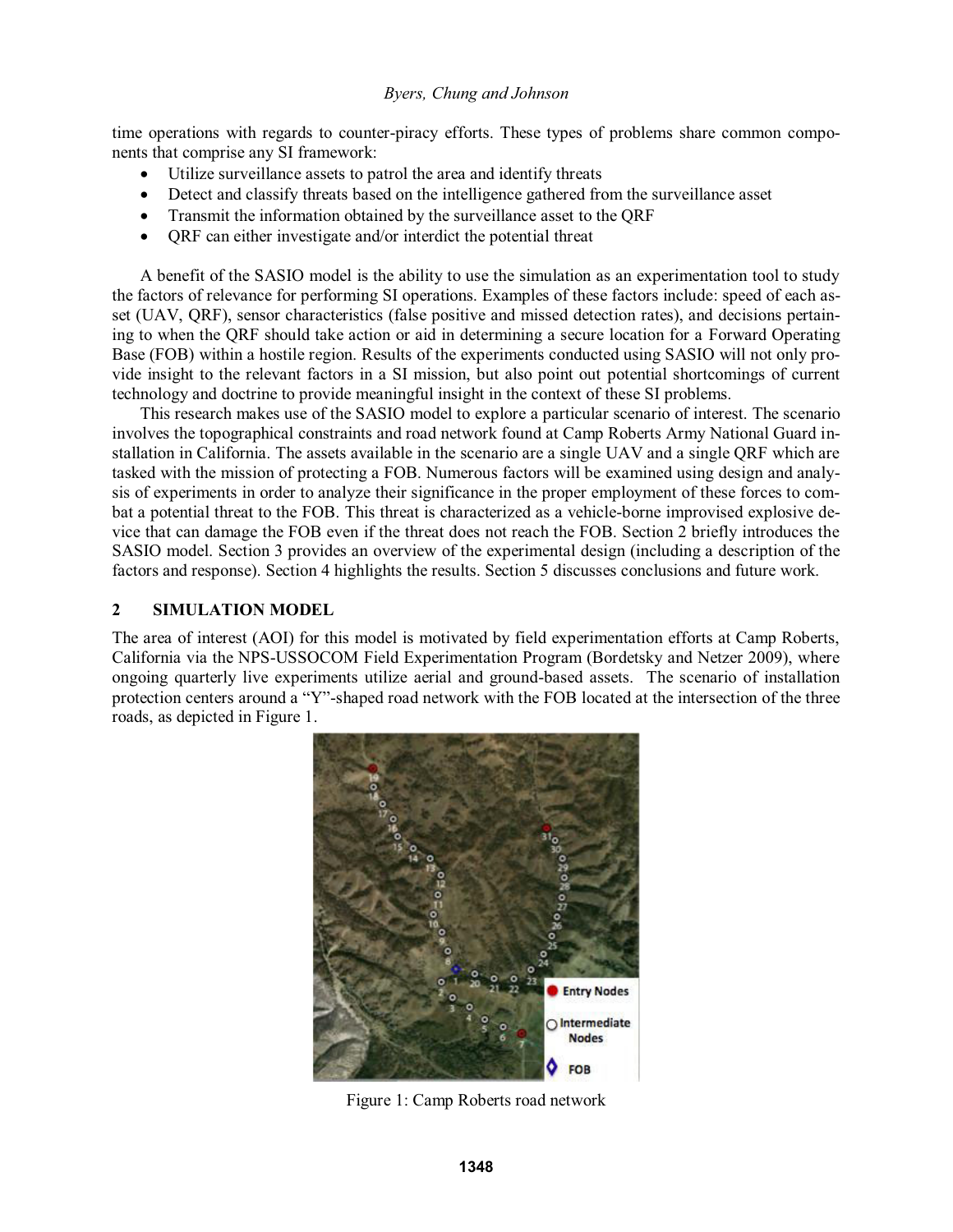time operations with regards to counter-piracy efforts. These types of problems share common components that comprise any SI framework:

- Utilize surveillance assets to patrol the area and identify threats
- Detect and classify threats based on the intelligence gathered from the surveillance asset
- Transmit the information obtained by the surveillance asset to the QRF
- QRF can either investigate and/or interdict the potential threat

A benefit of the SASIO model is the ability to use the simulation as an experimentation tool to study the factors of relevance for performing SI operations. Examples of these factors include: speed of each asset (UAV, QRF), sensor characteristics (false positive and missed detection rates), and decisions pertaining to when the QRF should take action or aid in determining a secure location for a Forward Operating Base (FOB) within a hostile region. Results of the experiments conducted using SASIO will not only provide insight to the relevant factors in a SI mission, but also point out potential shortcomings of current technology and doctrine to provide meaningful insight in the context of these SI problems.

This research makes use of the SASIO model to explore a particular scenario of interest. The scenario involves the topographical constraints and road network found at Camp Roberts Army National Guard installation in California. The assets available in the scenario are a single UAV and a single QRF which are tasked with the mission of protecting a FOB. Numerous factors will be examined using design and analysis of experiments in order to analyze their significance in the proper employment of these forces to combat a potential threat to the FOB. This threat is characterized as a vehicle-borne improvised explosive device that can damage the FOB even if the threat does not reach the FOB. Section 2 briefly introduces the SASIO model. Section 3 provides an overview of the experimental design (including a description of the factors and response). Section 4 highlights the results. Section 5 discusses conclusions and future work.

## 2 SIMULATION MODEL

The area of interest (AOI) for this model is motivated by field experimentation efforts at Camp Roberts, California via the NPS-USSOCOM Field Experimentation Program (Bordetsky and Netzer 2009), where ongoing quarterly live experiments utilize aerial and ground-based assets. The scenario of installation protection centers around a "Y"-shaped road network with the FOB located at the intersection of the three roads, as depicted in Figure 1.

Figure 1: Camp Roberts road network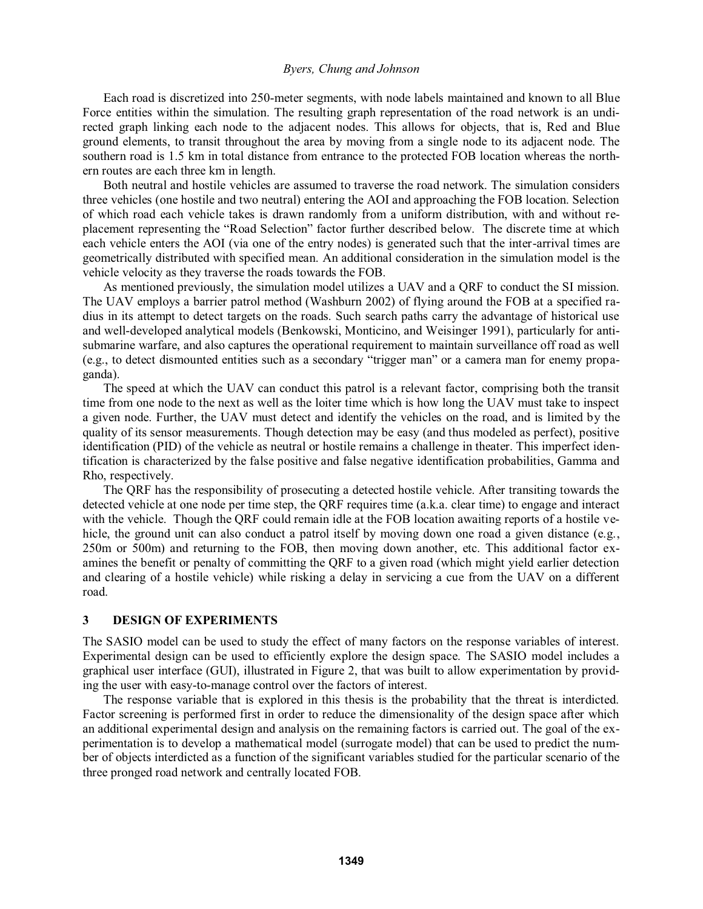Each road is discretized into 250-meter segments, with node labels maintained and known to all Blue Force entities within the simulation. The resulting graph representation of the road network is an undirected graph linking each node to the adjacent nodes. This allows for objects, that is, Red and Blue ground elements, to transit throughout the area by moving from a single node to its adjacent node. The southern road is 1.5 km in total distance from entrance to the protected FOB location whereas the northern routes are each three km in length.

Both neutral and hostile vehicles are assumed to traverse the road network. The simulation considers three vehicles (one hostile and two neutral) entering the AOI and approaching the FOB location. Selection of which road each vehicle takes is drawn randomly from a uniform distribution, with and without replacement representing the "Road Selection" factor further described below. The discrete time at which each vehicle enters the AOI (via one of the entry nodes) is generated such that the inter-arrival times are geometrically distributed with specified mean. An additional consideration in the simulation model is the vehicle velocity as they traverse the roads towards the FOB.

As mentioned previously, the simulation model utilizes a UAV and a QRF to conduct the SI mission. The UAV employs a barrier patrol method (Washburn 2002) of flying around the FOB at a specified radius in its attempt to detect targets on the roads. Such search paths carry the advantage of historical use and well-developed analytical models (Benkowski, Monticino, and Weisinger 1991), particularly for anti-submarine warfare, and also captures the operational requirement to maintain surveillance off road as well (e.g., to detect dismounted entities such as a secondary "trigger man" or a camera man for enemy propaganda).

The speed at which the UAV can conduct this patrol is a relevant factor, comprising both the transit time from one node to the next as well as the loiter time which is how long the UAV must take to inspect a given node. Further, the UAV must detect and identify the vehicles on the road, and is limited by the quality of its sensor measurements. Though detection may be easy (and thus modeled as perfect), positive identification (PID) of the vehicle as neutral or hostile remains a challenge in theater. This imperfect identification is characterized by the false positive and false negative identification probabilities, Gamma and Rho, respectively.

The QRF has the responsibility of prosecuting a detected hostile vehicle. After transiting towards the detected vehicle at one node per time step, the QRF requires time (a.k.a. clear time) to engage and interact with the vehicle. Though the QRF could remain idle at the FOB location awaiting reports of a hostile vehicle, the ground unit can also conduct a patrol itself by moving down one road a given distance (e.g., 250m or 500m) and returning to the FOB, then moving down another, etc. This additional factor examines the benefit or penalty of committing the QRF to a given road (which might yield earlier detection and clearing of a hostile vehicle) while risking a delay in servicing a cue from the UAV on a different road.

## 3 DESIGN OF EXPERIMENTS

The SASIO model can be used to study the effect of many factors on the response variables of interest. Experimental design can be used to efficiently explore the design space. The SASIO model includes a graphical user interface (GUI), illustrated in Figure 2, that was built to allow experimentation by providing the user with easy-to-manage control over the factors of interest.

The response variable that is explored in this thesis is the probability that the threat is interdicted. Factor screening is performed first in order to reduce the dimensionality of the design space after which an additional experimental design and analysis on the remaining factors is carried out. The goal of the experimentation is to develop a mathematical model (surrogate model) that can be used to predict the number of objects interdicted as a function of the significant variables studied for the particular scenario of the three pronged road network and centrally located FOB.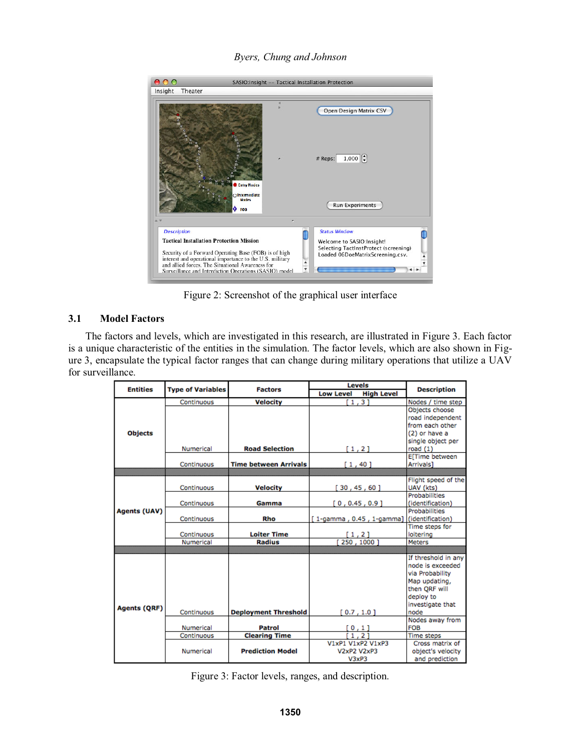Figure 2: Screenshot of the graphical user interface

## 3.1 Model Factors

The factors and levels, which are investigated in this research, are illustrated in Figure 3. Each factor is a unique characteristic of the entities in the simulation. The factor levels, which are also shown in Figure 3, encapsulate the typical factor ranges that can change during military operations that utilize a UAV for surveillance.

| Entities | Type of Variables | Factors | Levels (Low Level, High Level) | Description |
|---|---|---|---|---|
| Objects | Continuous | Velocity | [ 1 , 3 ] | Nodes / time step |
| | Numerical | Road Selection | [ 1 , 2 ] | Objects choose road independent from each other (2) or have a single object per road (1) |
| | Continuous | Time between Arrivals | [ 1 , 40 ] | E[Time between Arrivals] |
| Agents (UAV) | Continuous | Velocity | [ 30 , 45 , 60 ] | Flight speed of the UAV (kts) |
| | Continuous | Gamma | [ 0 , 0.45 , 0.9 ] | Probabilities (identification) |
| | Continuous | Rho | [ 1-gamma , 0.45 , 1-gamma] | Probabilities (identification) |
| | Continuous | Loiter Time | [ 1 , 2 ] | Time steps for loitering |
| | Numerical | Radius | [ 250 , 1000 ] | Meters |
| Agents (QRF) | Continuous | Deployment Threshold | [ 0.7 , 1.0 ] | If threshold in any node is exceeded via Probability Map updating, then QRF will deploy to investigate that node |
| | Numerical | Patrol | [ 0 , 1 ] | Nodes away from FOB |
| | Continuous | Clearing Time | [ 1 , 2 ] | Time steps |
| | Numerical | Prediction Model | V1xP1 V1xP2 V1xP3 V2xP2 V2xP3 V3xP3 | Cross matrix of object's velocity and prediction |

Figure 3: Factor levels, ranges, and description.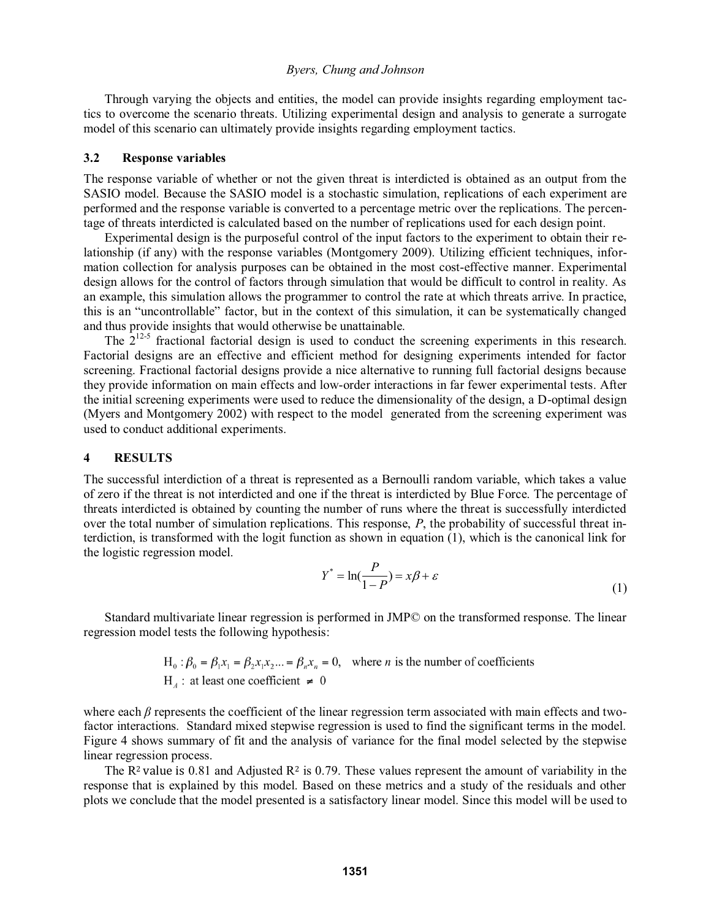Through varying the objects and entities, the model can provide insights regarding employment tactics to overcome the scenario threats. Utilizing experimental design and analysis to generate a surrogate model of this scenario can ultimately provide insights regarding employment tactics.

### 3.2 Response variables

The response variable of whether or not the given threat is interdicted is obtained as an output from the SASIO model. Because the SASIO model is a stochastic simulation, replications of each experiment are performed and the response variable is converted to a percentage metric over the replications. The percentage of threats interdicted is calculated based on the number of replications used for each design point.

Experimental design is the purposeful control of the input factors to the experiment to obtain their relationship (if any) with the response variables (Montgomery 2009). Utilizing efficient techniques, information collection for analysis purposes can be obtained in the most cost-effective manner. Experimental design allows for the control of factors through simulation that would be difficult to control in reality. As an example, this simulation allows the programmer to control the rate at which threats arrive. In practice, this is an "uncontrollable" factor, but in the context of this simulation, it can be systematically changed and thus provide insights that would otherwise be unattainable.

The $2^{12-5}$ fractional factorial design is used to conduct the screening experiments in this research. Factorial designs are an effective and efficient method for designing experiments intended for factor screening. Fractional factorial designs provide a nice alternative to running full factorial designs because they provide information on main effects and low-order interactions in far fewer experimental tests. After the initial screening experiments were used to reduce the dimensionality of the design, a D-optimal design (Myers and Montgomery 2002) with respect to the model generated from the screening experiment was used to conduct additional experiments.

## 4 RESULTS

The successful interdiction of a threat is represented as a Bernoulli random variable, which takes a value of zero if the threat is not interdicted and one if the threat is interdicted by Blue Force. The percentage of threats interdicted is obtained by counting the number of runs where the threat is successfully interdicted over the total number of simulation replications. This response, $P$, the probability of successful threat interdiction, is transformed with the logit function as shown in equation (1), which is the canonical link for the logistic regression model.

$$Y^{*} = \ln\left(\frac{P}{1-P}\right) = x\beta + \varepsilon \tag{1}$$

Standard multivariate linear regression is performed in JMP© on the transformed response. The linear regression model tests the following hypothesis:

$$\mathrm{H}_0 : \beta_0 = \beta_1 x_1 = \beta_2 x_1 x_2 ... = \beta_n x_n = 0, \quad \text{where } n \text{ is the number of coefficients}$$

$$\mathrm{H}_A : \text{ at least one coefficient } \neq 0$$

where each $\beta$ represents the coefficient of the linear regression term associated with main effects and two-factor interactions. Standard mixed stepwise regression is used to find the significant terms in the model. Figure 4 shows summary of fit and the analysis of variance for the final model selected by the stepwise linear regression process.

The $R^2$ value is 0.81 and Adjusted $R^2$ is 0.79. These values represent the amount of variability in the response that is explained by this model. Based on these metrics and a study of the residuals and other plots we conclude that the model presented is a satisfactory linear model. Since this model will be used to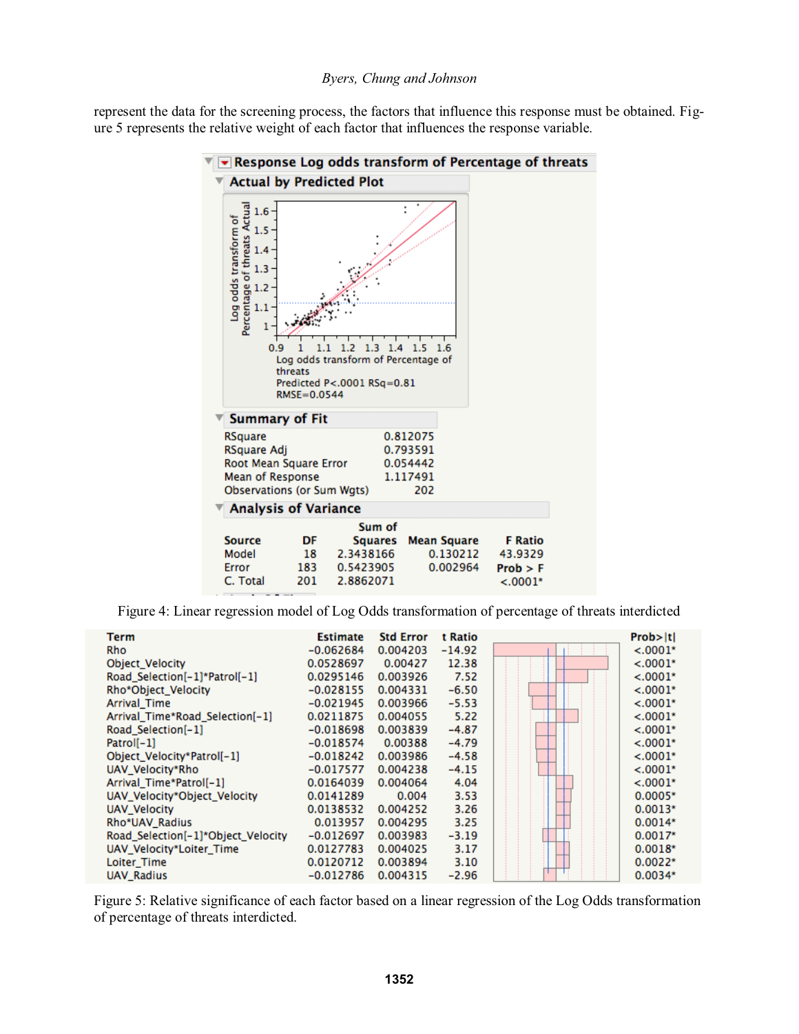represent the data for the screening process, the factors that influence this response must be obtained. Figure 5 represents the relative weight of each factor that influences the response variable.

**Response Log odds transform of Percentage of threats**

**Actual by Predicted Plot**

Log odds transform of Percentage of threats Predicted P<.0001 RSq=0.81 RMSE=0.0544

**Summary of Fit**

| | |
|---|---|
| RSquare | 0.812075 |
| RSquare Adj | 0.793591 |
| Root Mean Square Error | 0.054442 |
| Mean of Response | 1.117491 |
| Observations (or Sum Wgts) | 202 |

**Analysis of Variance**

| Source | DF | Sum of Squares | Mean Square | F Ratio |
|---|---|---|---|---|
| Model | 18 | 2.3438166 | 0.130212 | 43.9329 |
| Error | 183 | 0.5423905 | 0.002964 | Prob > F |
| C. Total | 201 | 2.8862071 | | <.0001* |

Figure 4: Linear regression model of Log Odds transformation of percentage of threats interdicted

| Term | Estimate | Std Error | t Ratio | Prob>\|t\| |
|---|---|---|---|---|
| Rho | -0.062684 | 0.004203 | -14.92 | <.0001* |
| Object_Velocity | 0.0528697 | 0.00427 | 12.38 | <.0001* |
| Road_Selection[-1]*Patrol[-1] | 0.0295146 | 0.003926 | 7.52 | <.0001* |
| Rho*Object_Velocity | -0.028155 | 0.004331 | -6.50 | <.0001* |
| Arrival_Time | -0.021945 | 0.003966 | -5.53 | <.0001* |
| Arrival_Time*Road_Selection[-1] | 0.0211875 | 0.004055 | 5.22 | <.0001* |
| Road_Selection[-1] | -0.018698 | 0.003839 | -4.87 | <.0001* |
| Patrol[-1] | -0.018574 | 0.00388 | -4.79 | <.0001* |
| Object_Velocity*Patrol[-1] | -0.018242 | 0.003986 | -4.58 | <.0001* |
| UAV_Velocity*Rho | -0.017577 | 0.004238 | -4.15 | <.0001* |
| Arrival_Time*Patrol[-1] | 0.0164039 | 0.004064 | 4.04 | <.0001* |
| UAV_Velocity*Object_Velocity | 0.0141289 | 0.004 | 3.53 | 0.0005* |
| UAV_Velocity | 0.0138532 | 0.004252 | 3.26 | 0.0013* |
| Rho*UAV_Radius | 0.013957 | 0.004295 | 3.25 | 0.0014* |
| Road_Selection[-1]*Object_Velocity | -0.012697 | 0.003983 | -3.19 | 0.0017* |
| UAV_Velocity*Loiter_Time | 0.0127783 | 0.004025 | 3.17 | 0.0018* |
| Loiter_Time | 0.0120712 | 0.003894 | 3.10 | 0.0022* |
| UAV_Radius | -0.012786 | 0.004315 | -2.96 | 0.0034* |

Figure 5: Relative significance of each factor based on a linear regression of the Log Odds transformation of percentage of threats interdicted.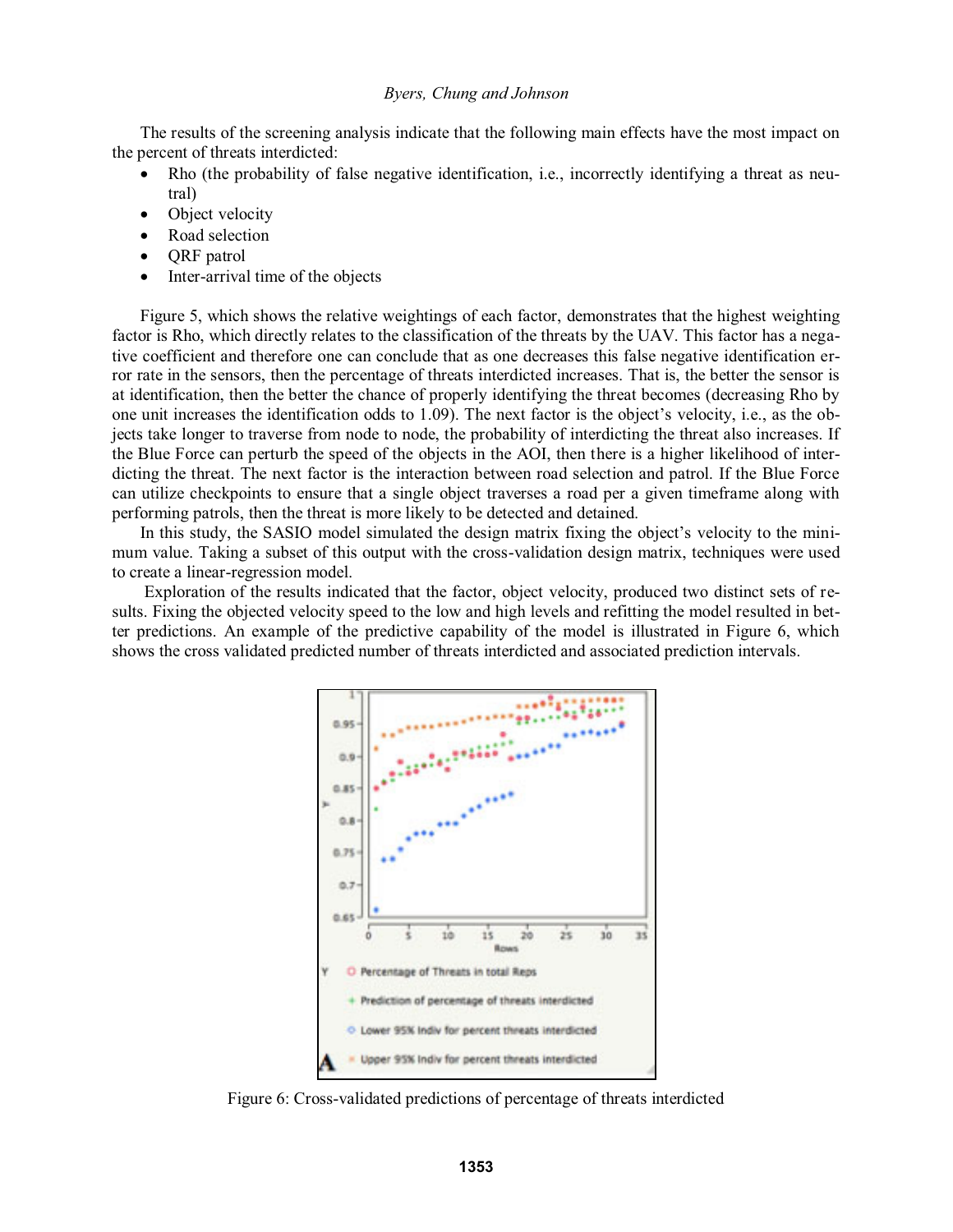The results of the screening analysis indicate that the following main effects have the most impact on the percent of threats interdicted:

- Rho (the probability of false negative identification, i.e., incorrectly identifying a threat as neutral)
- Object velocity
- Road selection
- QRF patrol
- Inter-arrival time of the objects

Figure 5, which shows the relative weightings of each factor, demonstrates that the highest weighting factor is Rho, which directly relates to the classification of the threats by the UAV. This factor has a negative coefficient and therefore one can conclude that as one decreases this false negative identification error rate in the sensors, then the percentage of threats interdicted increases. That is, the better the sensor is at identification, then the better the chance of properly identifying the threat becomes (decreasing Rho by one unit increases the identification odds to 1.09). The next factor is the object's velocity, i.e., as the objects take longer to traverse from node to node, the probability of interdicting the threat also increases. If the Blue Force can perturb the speed of the objects in the AOI, then there is a higher likelihood of interdicting the threat. The next factor is the interaction between road selection and patrol. If the Blue Force can utilize checkpoints to ensure that a single object traverses a road per a given timeframe along with performing patrols, then the threat is more likely to be detected and detained.

In this study, the SASIO model simulated the design matrix fixing the object's velocity to the minimum value. Taking a subset of this output with the cross-validation design matrix, techniques were used to create a linear-regression model.

Exploration of the results indicated that the factor, object velocity, produced two distinct sets of results. Fixing the objected velocity speed to the low and high levels and refitting the model resulted in better predictions. An example of the predictive capability of the model is illustrated in Figure 6, which shows the cross validated predicted number of threats interdicted and associated prediction intervals.

Figure 6: Cross-validated predictions of percentage of threats interdicted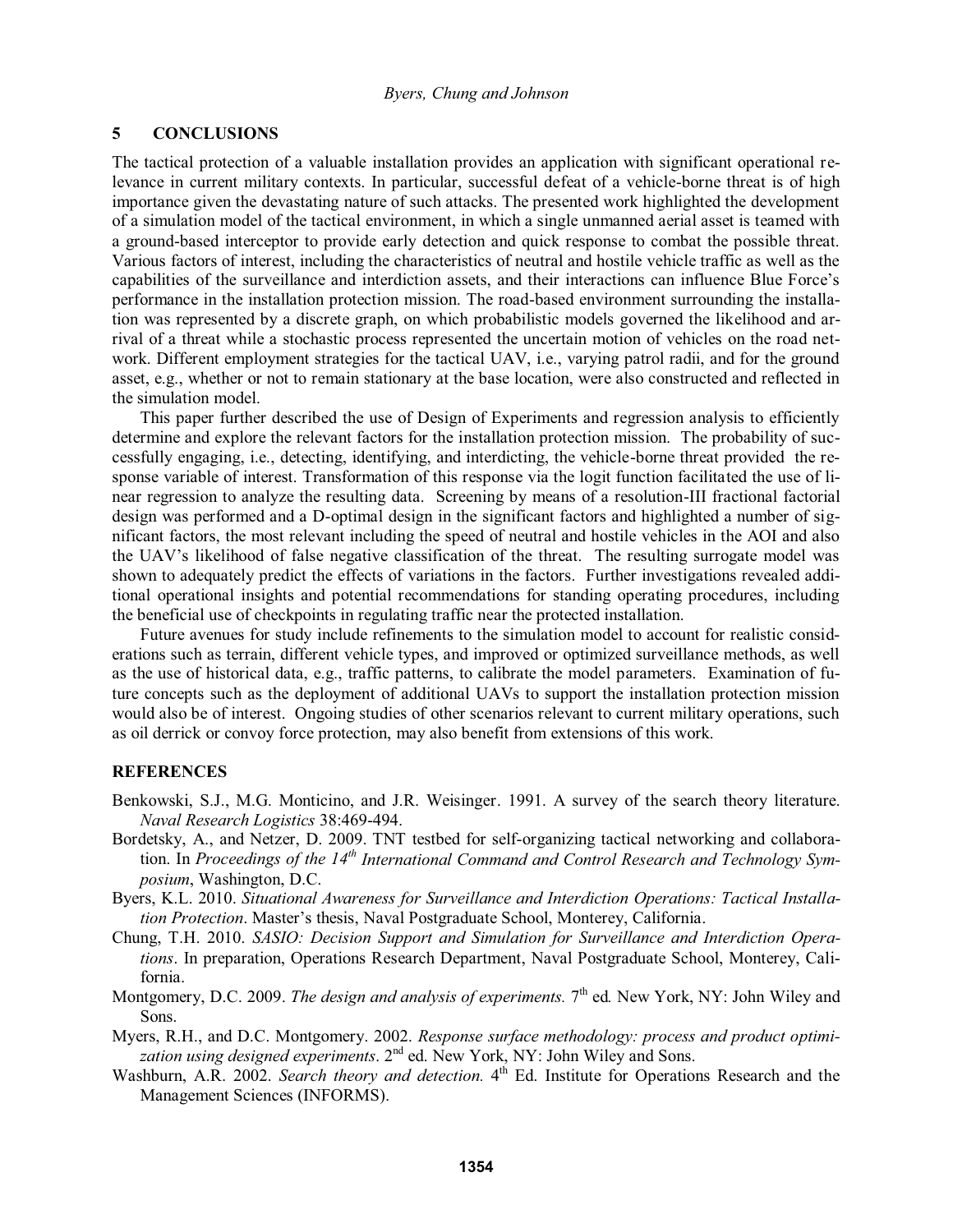## 5 CONCLUSIONS

The tactical protection of a valuable installation provides an application with significant operational relevance in current military contexts. In particular, successful defeat of a vehicle-borne threat is of high importance given the devastating nature of such attacks. The presented work highlighted the development of a simulation model of the tactical environment, in which a single unmanned aerial asset is teamed with a ground-based interceptor to provide early detection and quick response to combat the possible threat. Various factors of interest, including the characteristics of neutral and hostile vehicle traffic as well as the capabilities of the surveillance and interdiction assets, and their interactions can influence Blue Force's performance in the installation protection mission. The road-based environment surrounding the installation was represented by a discrete graph, on which probabilistic models governed the likelihood and arrival of a threat while a stochastic process represented the uncertain motion of vehicles on the road network. Different employment strategies for the tactical UAV, i.e., varying patrol radii, and for the ground asset, e.g., whether or not to remain stationary at the base location, were also constructed and reflected in the simulation model.

This paper further described the use of Design of Experiments and regression analysis to efficiently determine and explore the relevant factors for the installation protection mission. The probability of successfully engaging, i.e., detecting, identifying, and interdicting, the vehicle-borne threat provided the response variable of interest. Transformation of this response via the logit function facilitated the use of linear regression to analyze the resulting data. Screening by means of a resolution-III fractional factorial design was performed and a D-optimal design in the significant factors and highlighted a number of significant factors, the most relevant including the speed of neutral and hostile vehicles in the AOI and also the UAV's likelihood of false negative classification of the threat. The resulting surrogate model was shown to adequately predict the effects of variations in the factors. Further investigations revealed additional operational insights and potential recommendations for standing operating procedures, including the beneficial use of checkpoints in regulating traffic near the protected installation.

Future avenues for study include refinements to the simulation model to account for realistic considerations such as terrain, different vehicle types, and improved or optimized surveillance methods, as well as the use of historical data, e.g., traffic patterns, to calibrate the model parameters. Examination of future concepts such as the deployment of additional UAVs to support the installation protection mission would also be of interest. Ongoing studies of other scenarios relevant to current military operations, such as oil derrick or convoy force protection, may also benefit from extensions of this work.

## REFERENCES

Benkowski, S.J., M.G. Monticino, and J.R. Weisinger. 1991. A survey of the search theory literature. *Naval Research Logistics* 38:469-494.

Bordetsky, A., and Netzer, D. 2009. TNT testbed for self-organizing tactical networking and collaboration. In *Proceedings of the 14th International Command and Control Research and Technology Symposium*, Washington, D.C.

Byers, K.L. 2010. *Situational Awareness for Surveillance and Interdiction Operations: Tactical Installation Protection*. Master's thesis, Naval Postgraduate School, Monterey, California.

Chung, T.H. 2010. *SASIO: Decision Support and Simulation for Surveillance and Interdiction Operations*. In preparation, Operations Research Department, Naval Postgraduate School, Monterey, California.

Montgomery, D.C. 2009. *The design and analysis of experiments.* 7th ed. New York, NY: John Wiley and Sons.

Myers, R.H., and D.C. Montgomery. 2002. *Response surface methodology: process and product optimization using designed experiments*. 2nd ed. New York, NY: John Wiley and Sons.

Washburn, A.R. 2002. *Search theory and detection.* 4th Ed. Institute for Operations Research and the Management Sciences (INFORMS).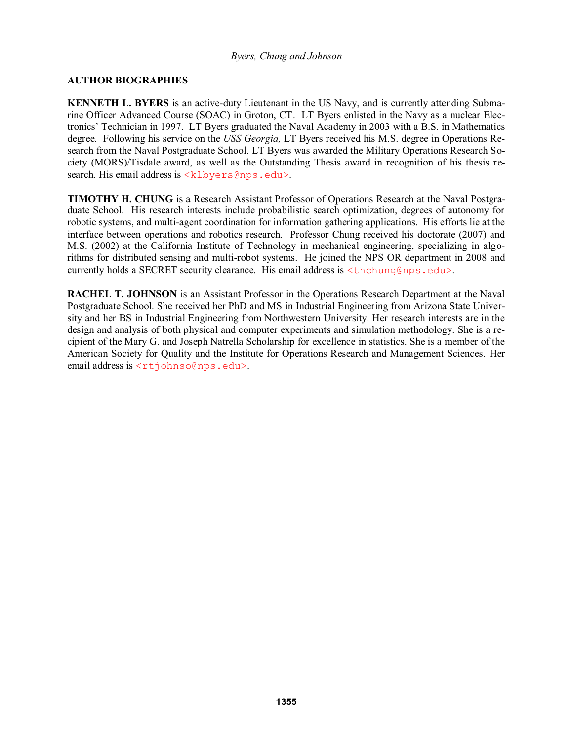## AUTHOR BIOGRAPHIES

**KENNETH L. BYERS** is an active-duty Lieutenant in the US Navy, and is currently attending Submarine Officer Advanced Course (SOAC) in Groton, CT. LT Byers enlisted in the Navy as a nuclear Electronics' Technician in 1997. LT Byers graduated the Naval Academy in 2003 with a B.S. in Mathematics degree. Following his service on the *USS Georgia,* LT Byers received his M.S. degree in Operations Research from the Naval Postgraduate School. LT Byers was awarded the Military Operations Research Society (MORS)/Tisdale award, as well as the Outstanding Thesis award in recognition of his thesis research. His email address is <klbyers@nps.edu>.

**TIMOTHY H. CHUNG** is a Research Assistant Professor of Operations Research at the Naval Postgraduate School. His research interests include probabilistic search optimization, degrees of autonomy for robotic systems, and multi-agent coordination for information gathering applications. His efforts lie at the interface between operations and robotics research. Professor Chung received his doctorate (2007) and M.S. (2002) at the California Institute of Technology in mechanical engineering, specializing in algorithms for distributed sensing and multi-robot systems. He joined the NPS OR department in 2008 and currently holds a SECRET security clearance. His email address is <thchung@nps.edu>.

**RACHEL T. JOHNSON** is an Assistant Professor in the Operations Research Department at the Naval Postgraduate School. She received her PhD and MS in Industrial Engineering from Arizona State University and her BS in Industrial Engineering from Northwestern University. Her research interests are in the design and analysis of both physical and computer experiments and simulation methodology. She is a recipient of the Mary G. and Joseph Natrella Scholarship for excellence in statistics. She is a member of the American Society for Quality and the Institute for Operations Research and Management Sciences. Her email address is <rtjohnso@nps.edu>.